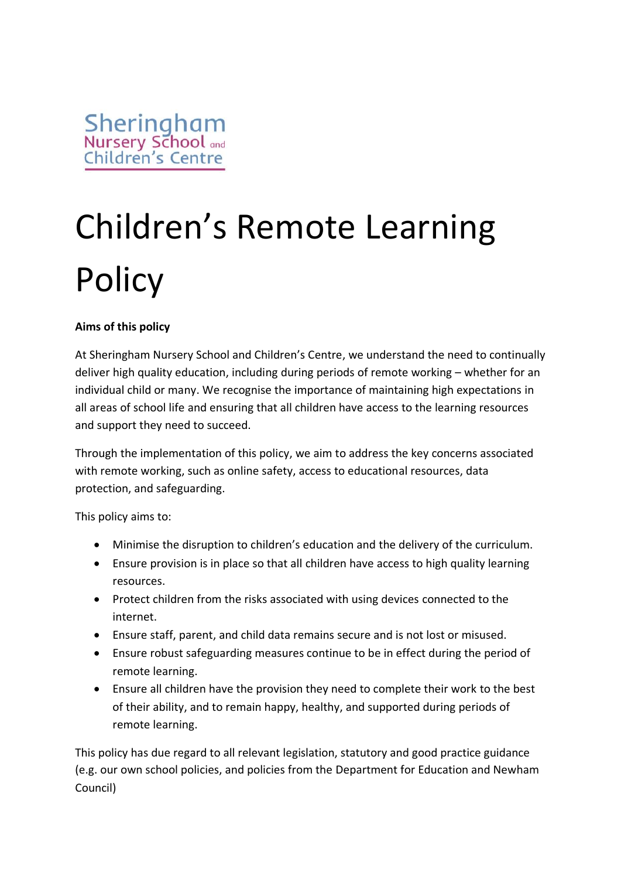Sheringham Nursery School and Children's Centre

# Children's Remote Learning Policy

**Aims of this policy**

At Sheringham Nursery School and Children's Centre, we understand the need to continually deliver high quality education, including during periods of remote working – whether for an individual child or many. We recognise the importance of maintaining high expectations in all areas of school life and ensuring that all children have access to the learning resources and support they need to succeed.

Through the implementation of this policy, we aim to address the key concerns associated with remote working, such as online safety, access to educational resources, data protection, and safeguarding.

This policy aims to:

- Minimise the disruption to children's education and the delivery of the curriculum.
- Ensure provision is in place so that all children have access to high quality learning resources.
- Protect children from the risks associated with using devices connected to the internet.
- Ensure staff, parent, and child data remains secure and is not lost or misused.
- Ensure robust safeguarding measures continue to be in effect during the period of remote learning.
- Ensure all children have the provision they need to complete their work to the best of their ability, and to remain happy, healthy, and supported during periods of remote learning.

This policy has due regard to all relevant legislation, statutory and good practice guidance (e.g. our own school policies, and policies from the Department for Education and Newham Council)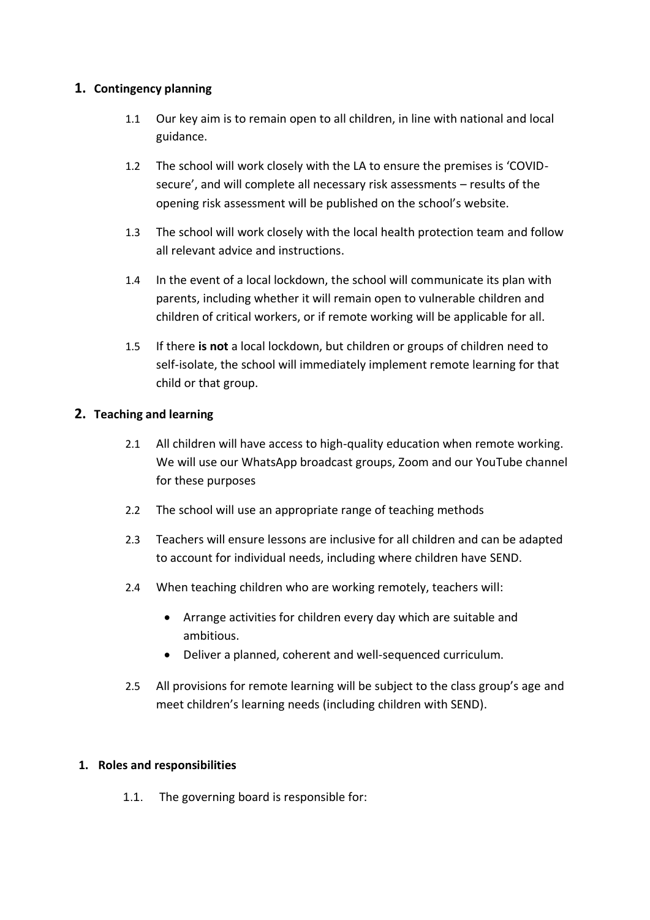## 1. Contingency planning

1.1 Our key aim is to remain open to all children, in line with national and local guidance.

1.2 The school will work closely with the LA to ensure the premises is 'COVID-secure', and will complete all necessary risk assessments – results of the opening risk assessment will be published on the school's website.

1.3 The school will work closely with the local health protection team and follow all relevant advice and instructions.

1.4 In the event of a local lockdown, the school will communicate its plan with parents, including whether it will remain open to vulnerable children and children of critical workers, or if remote working will be applicable for all.

1.5 If there **is not** a local lockdown, but children or groups of children need to self-isolate, the school will immediately implement remote learning for that child or that group.

## 2. Teaching and learning

2.1 All children will have access to high-quality education when remote working. We will use our WhatsApp broadcast groups, Zoom and our YouTube channel for these purposes

2.2 The school will use an appropriate range of teaching methods

2.3 Teachers will ensure lessons are inclusive for all children and can be adapted to account for individual needs, including where children have SEND.

2.4 When teaching children who are working remotely, teachers will:

- Arrange activities for children every day which are suitable and ambitious.
- Deliver a planned, coherent and well-sequenced curriculum.

2.5 All provisions for remote learning will be subject to the class group's age and meet children's learning needs (including children with SEND).

### 1. Roles and responsibilities

1.1. The governing board is responsible for: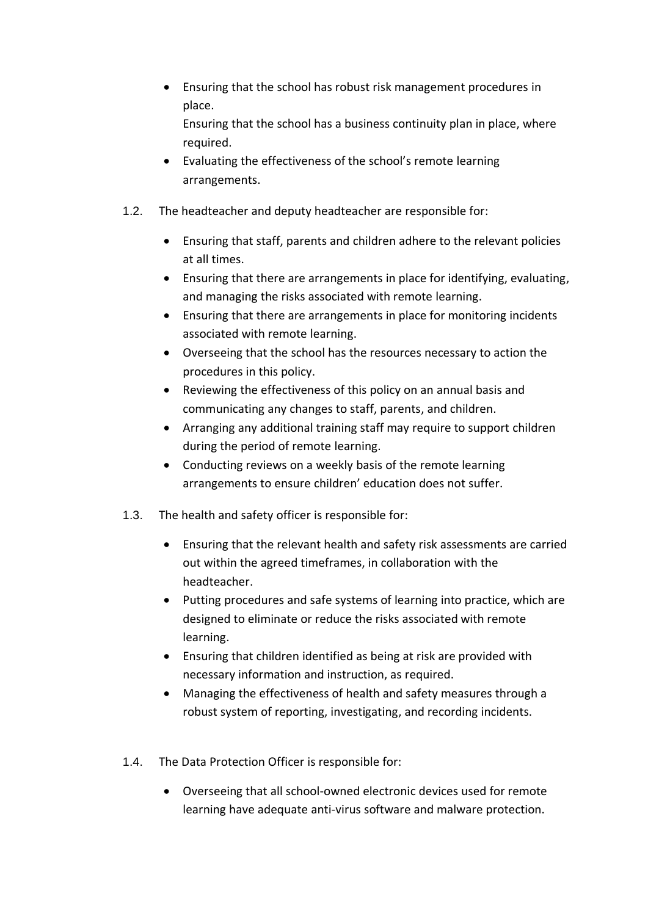- Ensuring that the school has robust risk management procedures in place.
  Ensuring that the school has a business continuity plan in place, where required.
- Evaluating the effectiveness of the school's remote learning arrangements.

1.2. The headteacher and deputy headteacher are responsible for:

- Ensuring that staff, parents and children adhere to the relevant policies at all times.
- Ensuring that there are arrangements in place for identifying, evaluating, and managing the risks associated with remote learning.
- Ensuring that there are arrangements in place for monitoring incidents associated with remote learning.
- Overseeing that the school has the resources necessary to action the procedures in this policy.
- Reviewing the effectiveness of this policy on an annual basis and communicating any changes to staff, parents, and children.
- Arranging any additional training staff may require to support children during the period of remote learning.
- Conducting reviews on a weekly basis of the remote learning arrangements to ensure children' education does not suffer.

1.3. The health and safety officer is responsible for:

- Ensuring that the relevant health and safety risk assessments are carried out within the agreed timeframes, in collaboration with the headteacher.
- Putting procedures and safe systems of learning into practice, which are designed to eliminate or reduce the risks associated with remote learning.
- Ensuring that children identified as being at risk are provided with necessary information and instruction, as required.
- Managing the effectiveness of health and safety measures through a robust system of reporting, investigating, and recording incidents.

1.4. The Data Protection Officer is responsible for:

- Overseeing that all school-owned electronic devices used for remote learning have adequate anti-virus software and malware protection.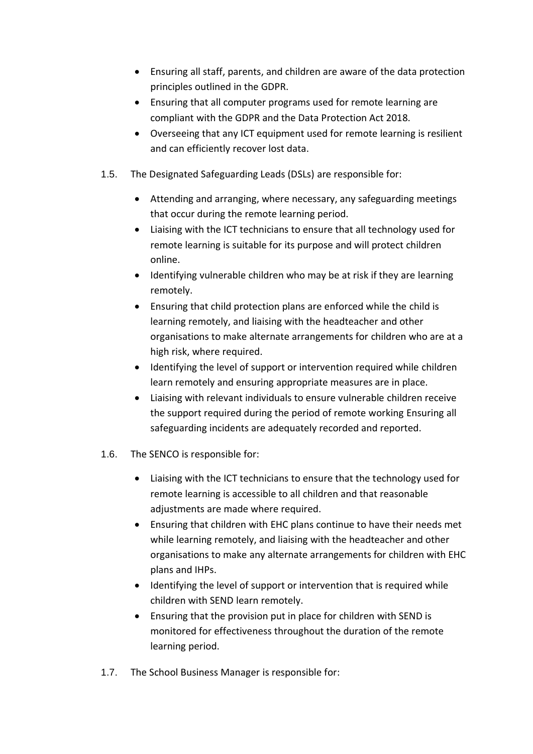- Ensuring all staff, parents, and children are aware of the data protection principles outlined in the GDPR.
- Ensuring that all computer programs used for remote learning are compliant with the GDPR and the Data Protection Act 2018.
- Overseeing that any ICT equipment used for remote learning is resilient and can efficiently recover lost data.

1.5. The Designated Safeguarding Leads (DSLs) are responsible for:

- Attending and arranging, where necessary, any safeguarding meetings that occur during the remote learning period.
- Liaising with the ICT technicians to ensure that all technology used for remote learning is suitable for its purpose and will protect children online.
- Identifying vulnerable children who may be at risk if they are learning remotely.
- Ensuring that child protection plans are enforced while the child is learning remotely, and liaising with the headteacher and other organisations to make alternate arrangements for children who are at a high risk, where required.
- Identifying the level of support or intervention required while children learn remotely and ensuring appropriate measures are in place.
- Liaising with relevant individuals to ensure vulnerable children receive the support required during the period of remote working Ensuring all safeguarding incidents are adequately recorded and reported.

1.6. The SENCO is responsible for:

- Liaising with the ICT technicians to ensure that the technology used for remote learning is accessible to all children and that reasonable adjustments are made where required.
- Ensuring that children with EHC plans continue to have their needs met while learning remotely, and liaising with the headteacher and other organisations to make any alternate arrangements for children with EHC plans and IHPs.
- Identifying the level of support or intervention that is required while children with SEND learn remotely.
- Ensuring that the provision put in place for children with SEND is monitored for effectiveness throughout the duration of the remote learning period.

1.7. The School Business Manager is responsible for: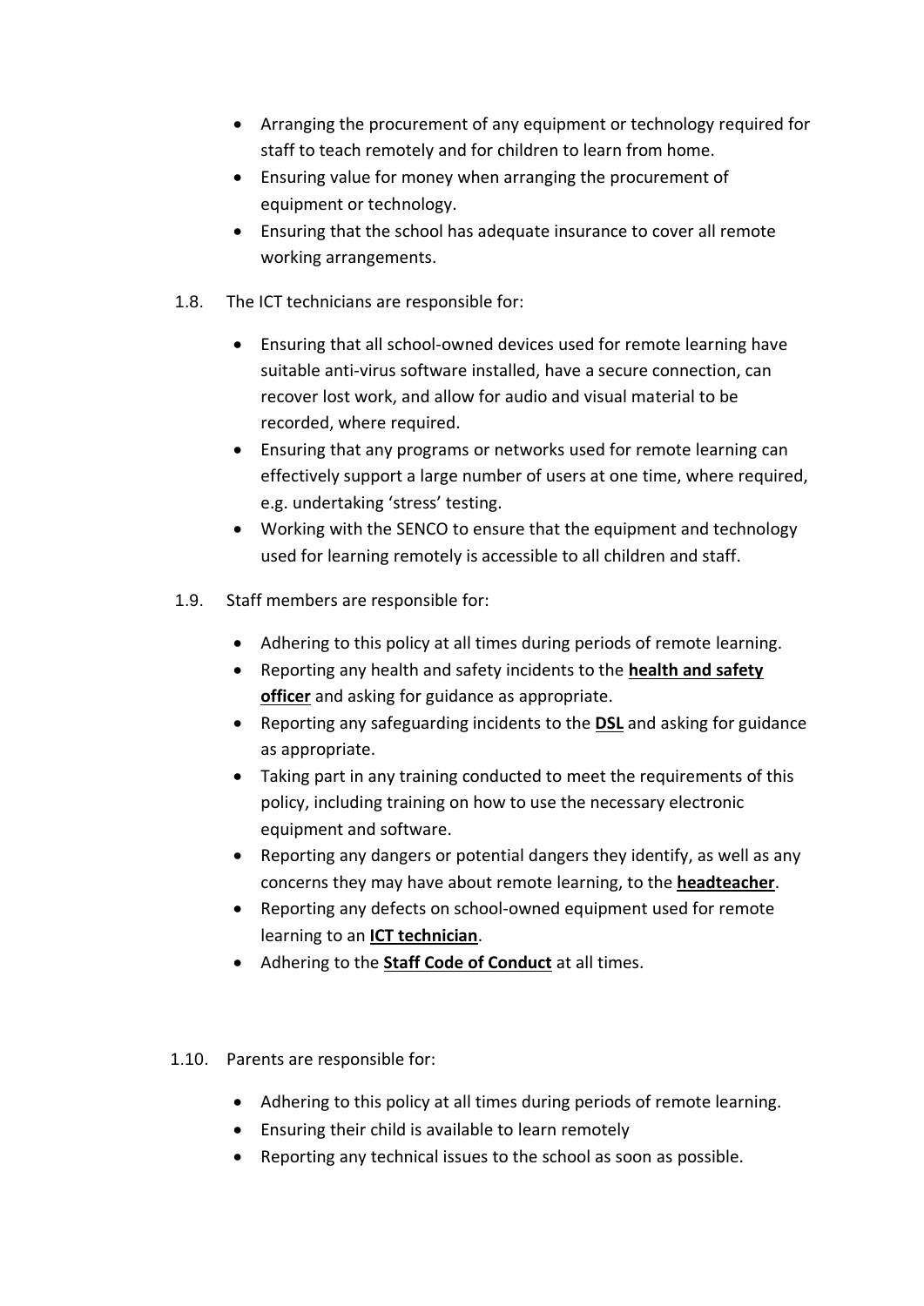- Arranging the procurement of any equipment or technology required for staff to teach remotely and for children to learn from home.
- Ensuring value for money when arranging the procurement of equipment or technology.
- Ensuring that the school has adequate insurance to cover all remote working arrangements.

1.8. The ICT technicians are responsible for:

- Ensuring that all school-owned devices used for remote learning have suitable anti-virus software installed, have a secure connection, can recover lost work, and allow for audio and visual material to be recorded, where required.
- Ensuring that any programs or networks used for remote learning can effectively support a large number of users at one time, where required, e.g. undertaking 'stress' testing.
- Working with the SENCO to ensure that the equipment and technology used for learning remotely is accessible to all children and staff.

1.9. Staff members are responsible for:

- Adhering to this policy at all times during periods of remote learning.
- Reporting any health and safety incidents to the **health and safety officer** and asking for guidance as appropriate.
- Reporting any safeguarding incidents to the **DSL** and asking for guidance as appropriate.
- Taking part in any training conducted to meet the requirements of this policy, including training on how to use the necessary electronic equipment and software.
- Reporting any dangers or potential dangers they identify, as well as any concerns they may have about remote learning, to the **headteacher**.
- Reporting any defects on school-owned equipment used for remote learning to an **ICT technician**.
- Adhering to the **Staff Code of Conduct** at all times.

1.10. Parents are responsible for:

- Adhering to this policy at all times during periods of remote learning.
- Ensuring their child is available to learn remotely
- Reporting any technical issues to the school as soon as possible.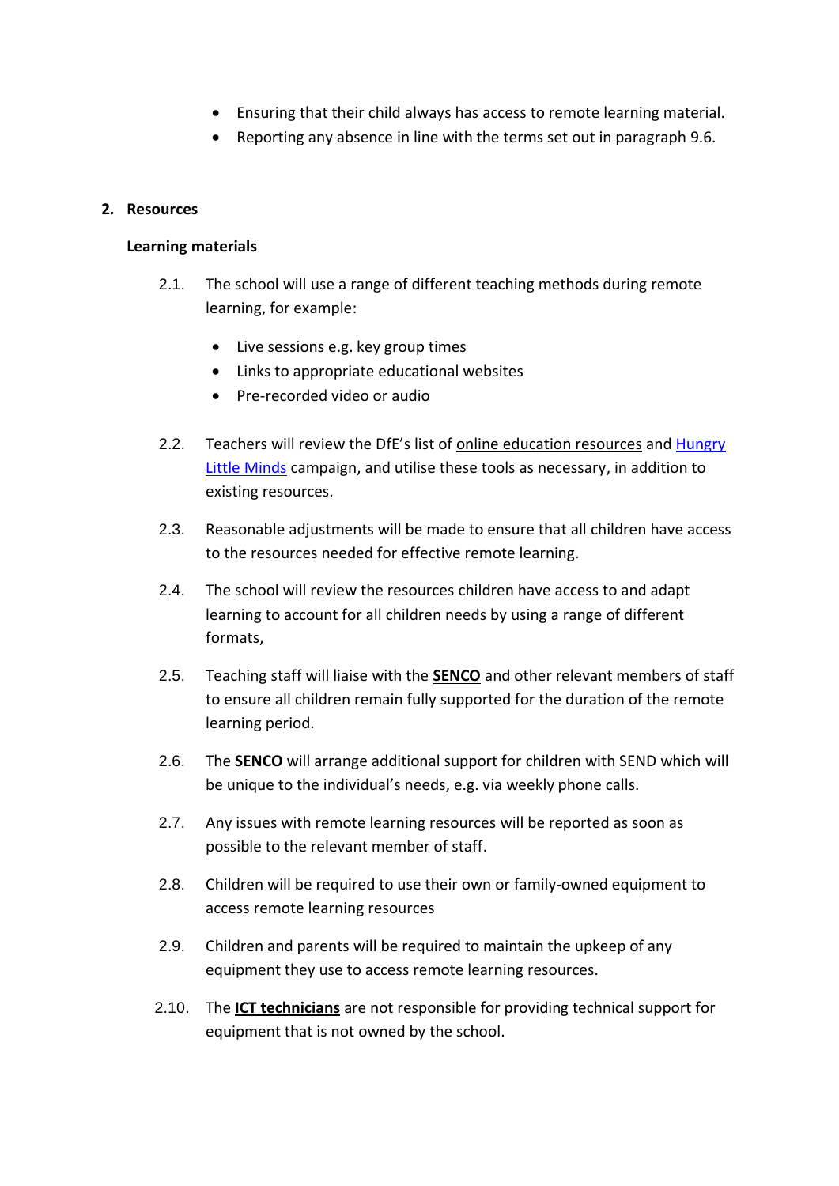- Ensuring that their child always has access to remote learning material.
- Reporting any absence in line with the terms set out in paragraph 9.6.

## 2. Resources

### Learning materials

2.1. The school will use a range of different teaching methods during remote learning, for example:

- Live sessions e.g. key group times
- Links to appropriate educational websites
- Pre-recorded video or audio

2.2. Teachers will review the DfE's list of online education resources and Hungry Little Minds campaign, and utilise these tools as necessary, in addition to existing resources.

2.3. Reasonable adjustments will be made to ensure that all children have access to the resources needed for effective remote learning.

2.4. The school will review the resources children have access to and adapt learning to account for all children needs by using a range of different formats,

2.5. Teaching staff will liaise with the **SENCO** and other relevant members of staff to ensure all children remain fully supported for the duration of the remote learning period.

2.6. The **SENCO** will arrange additional support for children with SEND which will be unique to the individual's needs, e.g. via weekly phone calls.

2.7. Any issues with remote learning resources will be reported as soon as possible to the relevant member of staff.

2.8. Children will be required to use their own or family-owned equipment to access remote learning resources

2.9. Children and parents will be required to maintain the upkeep of any equipment they use to access remote learning resources.

2.10. The **ICT technicians** are not responsible for providing technical support for equipment that is not owned by the school.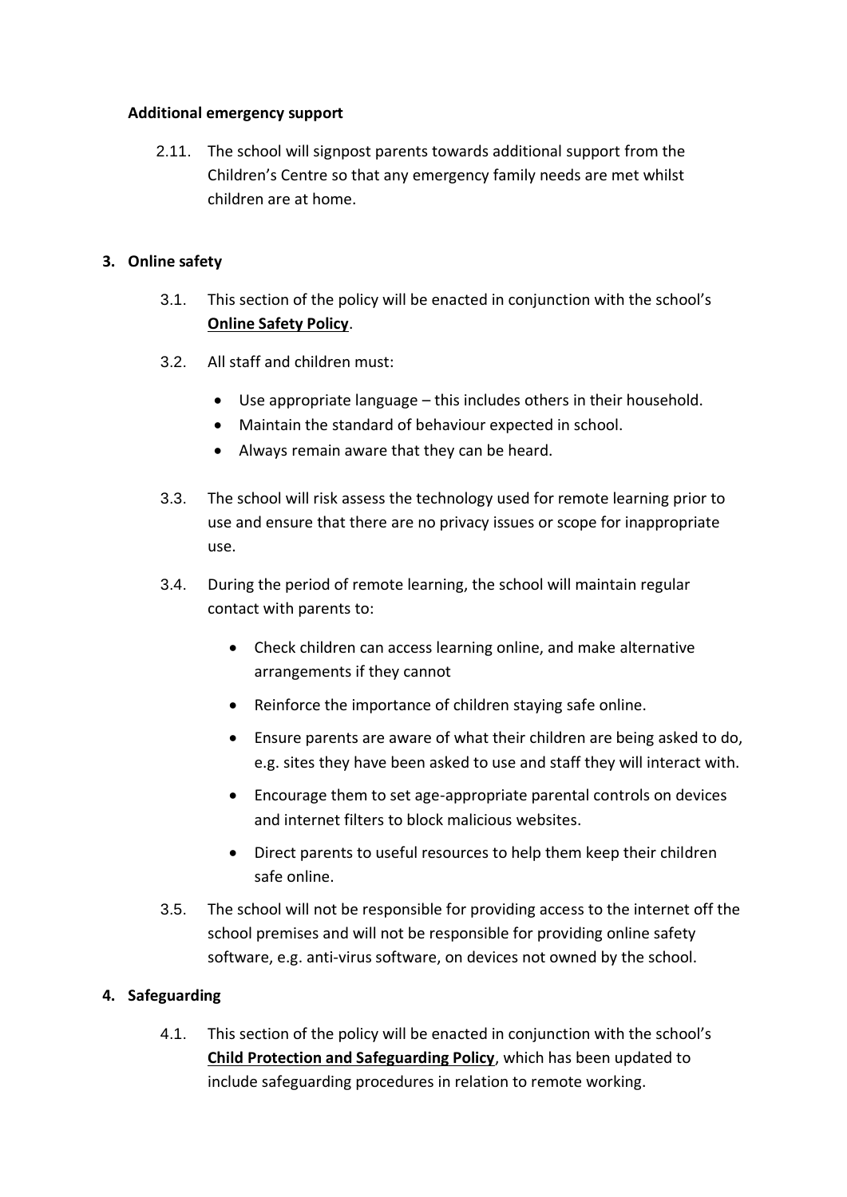**Additional emergency support**

2.11. The school will signpost parents towards additional support from the Children's Centre so that any emergency family needs are met whilst children are at home.

## 3. Online safety

3.1. This section of the policy will be enacted in conjunction with the school's **Online Safety Policy**.

3.2. All staff and children must:

- Use appropriate language – this includes others in their household.
- Maintain the standard of behaviour expected in school.
- Always remain aware that they can be heard.

3.3. The school will risk assess the technology used for remote learning prior to use and ensure that there are no privacy issues or scope for inappropriate use.

3.4. During the period of remote learning, the school will maintain regular contact with parents to:

- Check children can access learning online, and make alternative arrangements if they cannot
- Reinforce the importance of children staying safe online.
- Ensure parents are aware of what their children are being asked to do, e.g. sites they have been asked to use and staff they will interact with.
- Encourage them to set age-appropriate parental controls on devices and internet filters to block malicious websites.
- Direct parents to useful resources to help them keep their children safe online.

3.5. The school will not be responsible for providing access to the internet off the school premises and will not be responsible for providing online safety software, e.g. anti-virus software, on devices not owned by the school.

## 4. Safeguarding

4.1. This section of the policy will be enacted in conjunction with the school's **Child Protection and Safeguarding Policy**, which has been updated to include safeguarding procedures in relation to remote working.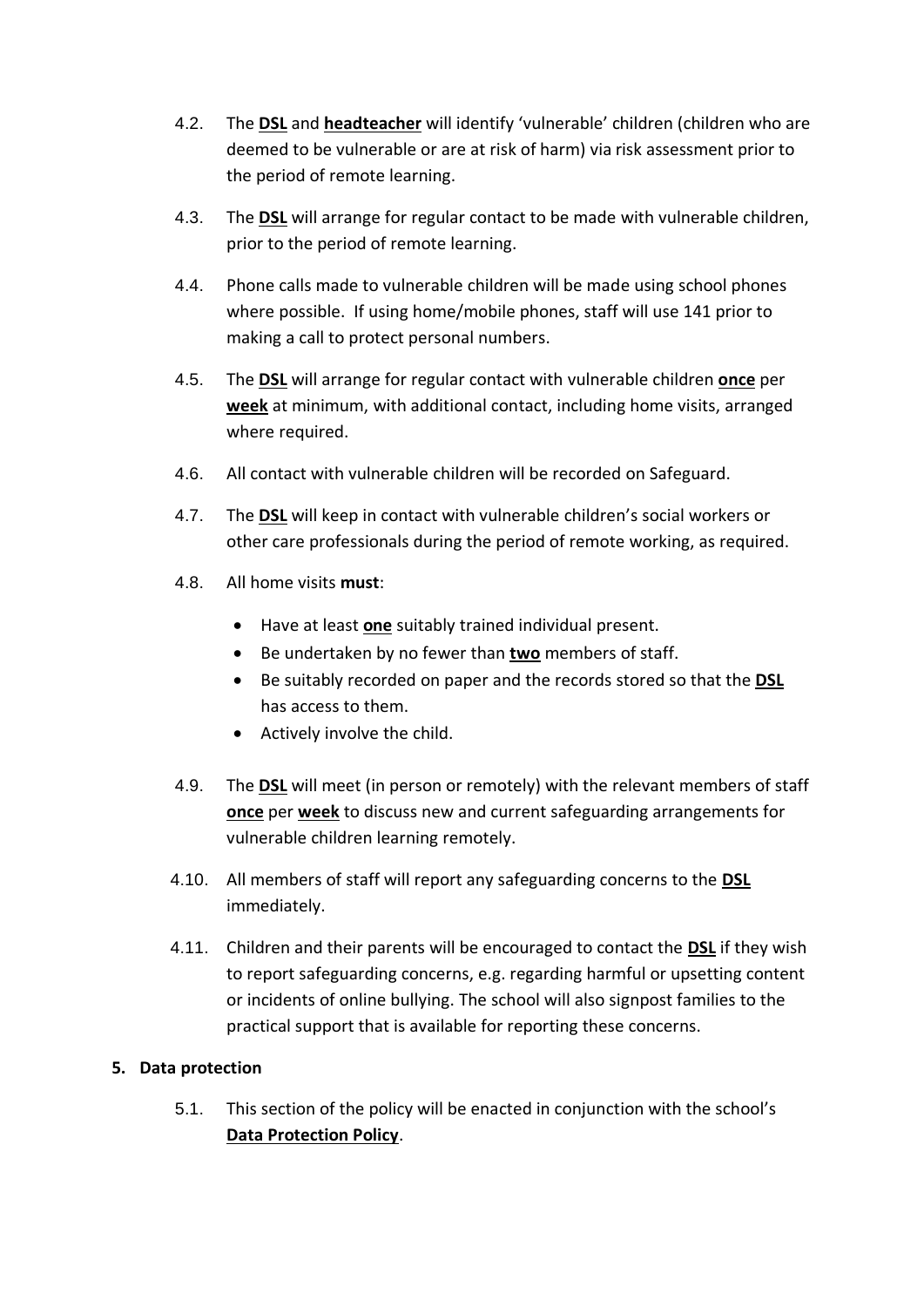4.2. The **<u>DSL</u>** and **<u>headteacher</u>** will identify 'vulnerable' children (children who are deemed to be vulnerable or are at risk of harm) via risk assessment prior to the period of remote learning.

4.3. The **<u>DSL</u>** will arrange for regular contact to be made with vulnerable children, prior to the period of remote learning.

4.4. Phone calls made to vulnerable children will be made using school phones where possible. If using home/mobile phones, staff will use 141 prior to making a call to protect personal numbers.

4.5. The **<u>DSL</u>** will arrange for regular contact with vulnerable children **<u>once</u>** per **<u>week</u>** at minimum, with additional contact, including home visits, arranged where required.

4.6. All contact with vulnerable children will be recorded on Safeguard.

4.7. The **<u>DSL</u>** will keep in contact with vulnerable children's social workers or other care professionals during the period of remote working, as required.

4.8. All home visits **must**:

- Have at least **<u>one</u>** suitably trained individual present.
- Be undertaken by no fewer than **<u>two</u>** members of staff.
- Be suitably recorded on paper and the records stored so that the **<u>DSL</u>** has access to them.
- Actively involve the child.

4.9. The **<u>DSL</u>** will meet (in person or remotely) with the relevant members of staff **<u>once</u>** per **<u>week</u>** to discuss new and current safeguarding arrangements for vulnerable children learning remotely.

4.10. All members of staff will report any safeguarding concerns to the **<u>DSL</u>** immediately.

4.11. Children and their parents will be encouraged to contact the **<u>DSL</u>** if they wish to report safeguarding concerns, e.g. regarding harmful or upsetting content or incidents of online bullying. The school will also signpost families to the practical support that is available for reporting these concerns.

**5. Data protection**

5.1. This section of the policy will be enacted in conjunction with the school's **<u>Data Protection Policy</u>**.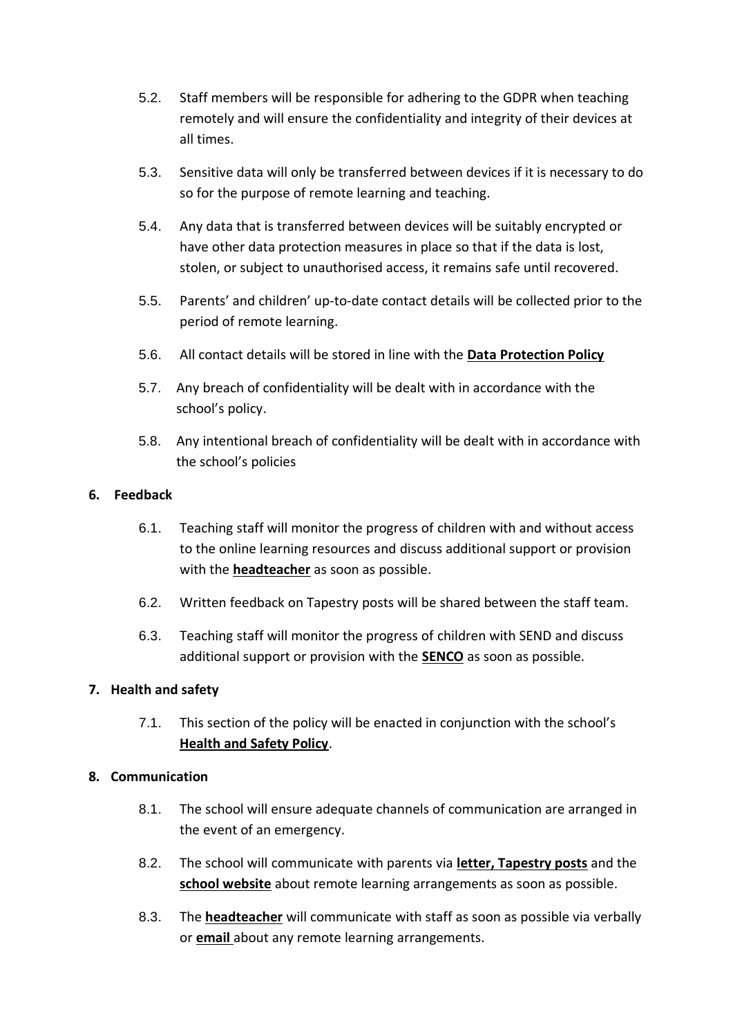5.2. Staff members will be responsible for adhering to the GDPR when teaching remotely and will ensure the confidentiality and integrity of their devices at all times.

5.3. Sensitive data will only be transferred between devices if it is necessary to do so for the purpose of remote learning and teaching.

5.4. Any data that is transferred between devices will be suitably encrypted or have other data protection measures in place so that if the data is lost, stolen, or subject to unauthorised access, it remains safe until recovered.

5.5. Parents' and children' up-to-date contact details will be collected prior to the period of remote learning.

5.6. All contact details will be stored in line with the **Data Protection Policy**

5.7. Any breach of confidentiality will be dealt with in accordance with the school's policy.

5.8. Any intentional breach of confidentiality will be dealt with in accordance with the school's policies

## 6. Feedback

6.1. Teaching staff will monitor the progress of children with and without access to the online learning resources and discuss additional support or provision with the **headteacher** as soon as possible.

6.2. Written feedback on Tapestry posts will be shared between the staff team.

6.3. Teaching staff will monitor the progress of children with SEND and discuss additional support or provision with the **SENCO** as soon as possible.

## 7. Health and safety

7.1. This section of the policy will be enacted in conjunction with the school's **Health and Safety Policy**.

## 8. Communication

8.1. The school will ensure adequate channels of communication are arranged in the event of an emergency.

8.2. The school will communicate with parents via **letter, Tapestry posts** and the **school website** about remote learning arrangements as soon as possible.

8.3. The **headteacher** will communicate with staff as soon as possible via verbally or **email** about any remote learning arrangements.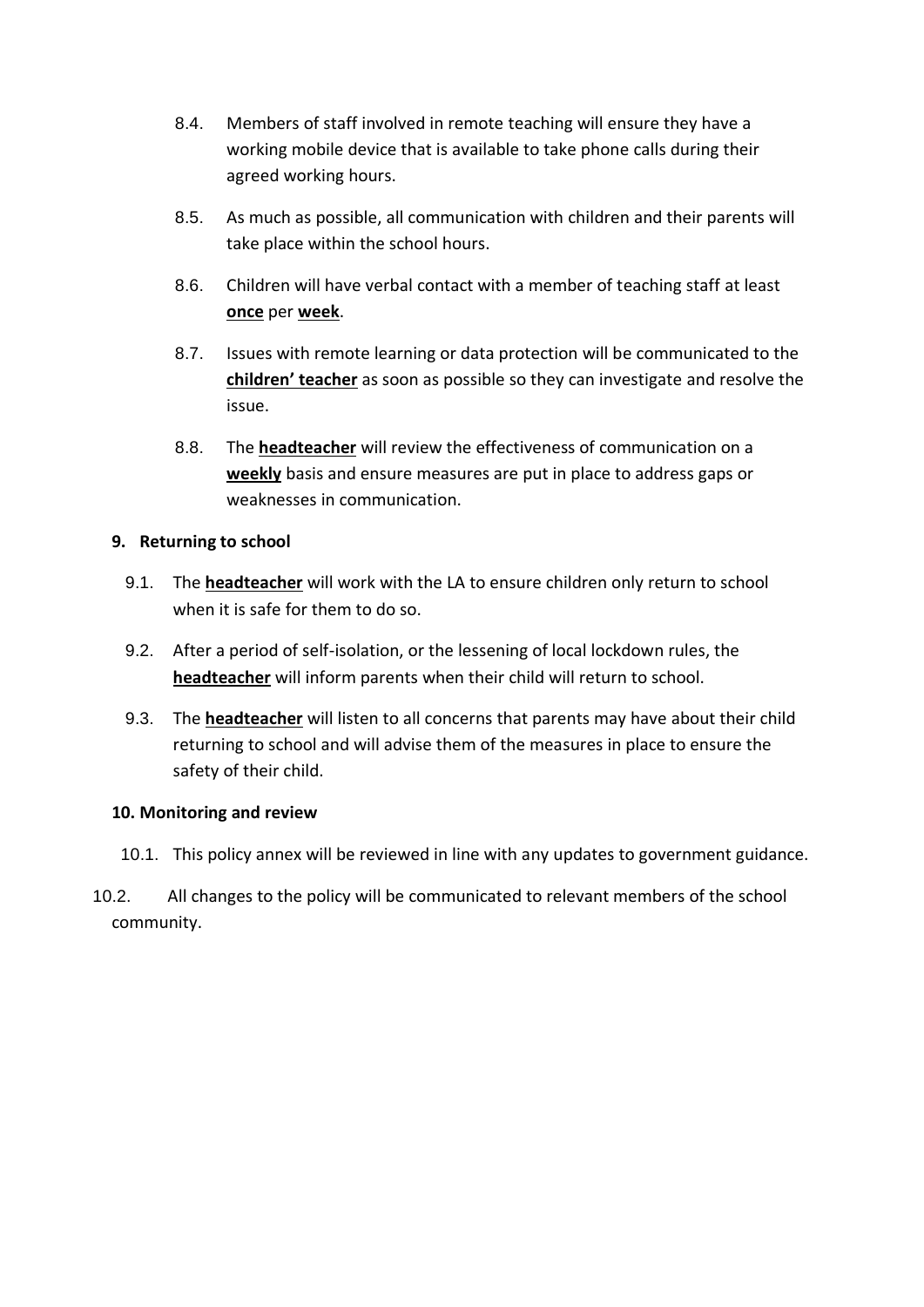8.4. Members of staff involved in remote teaching will ensure they have a working mobile device that is available to take phone calls during their agreed working hours.

8.5. As much as possible, all communication with children and their parents will take place within the school hours.

8.6. Children will have verbal contact with a member of teaching staff at least **once** per **week**.

8.7. Issues with remote learning or data protection will be communicated to the **children' teacher** as soon as possible so they can investigate and resolve the issue.

8.8. The **headteacher** will review the effectiveness of communication on a **weekly** basis and ensure measures are put in place to address gaps or weaknesses in communication.

**9. Returning to school**

9.1. The **headteacher** will work with the LA to ensure children only return to school when it is safe for them to do so.

9.2. After a period of self-isolation, or the lessening of local lockdown rules, the **headteacher** will inform parents when their child will return to school.

9.3. The **headteacher** will listen to all concerns that parents may have about their child returning to school and will advise them of the measures in place to ensure the safety of their child.

**10. Monitoring and review**

10.1. This policy annex will be reviewed in line with any updates to government guidance.

10.2. All changes to the policy will be communicated to relevant members of the school community.